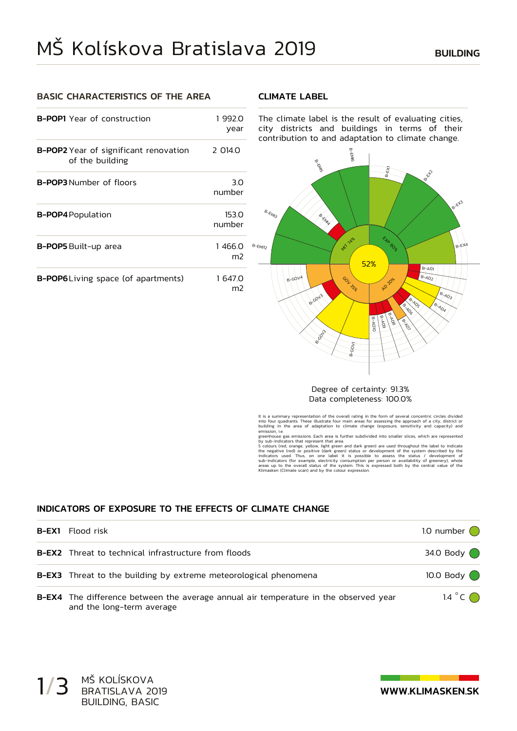# MŠ Kolískova Bratislava 2019

**BUILDING**

## BASIC CHARACTERISTICS OF THE AREA

| | |
|---|---|
| **B-POP1** Year of construction | 1 992.0 year |
| **B-POP2** Year of significant renovation of the building | 2 014.0 |
| **B-POP3** Number of floors | 3.0 number |
| **B-POP4** Population | 153.0 number |
| **B-POP5** Built-up area | 1 466.0 m2 |
| **B-POP6** Living space (of apartments) | 1 647.0 m2 |

## CLIMATE LABEL

The climate label is the result of evaluating cities, city districts and buildings in terms of their contribution to and adaptation to climate change.

Degree of certainty: 91.3%
Data completeness: 100.0%

It is a summary representation of the overall rating in the form of several concentric circles divided into four quadrants. These illustrate four main areas for assessing the approach of a city, district or building in the area of adaptation to climate change (exposure, sensitivity and capacity) and emission, i.e. greenhouse gas emissions. Each area is further subdivided into smaller slices, which are represented by sub-indicators that represent that area. 5 colours (red, orange, yellow, light green and dark green) are used throughout the label to indicate the negative (red) or positive (dark green) status or development of the system described by the indicators used. Thus, on one label it is possible to assess the status / development of sub-indicators (for example, electricity consumption per person or availability of greenery), whole areas up to the overall status of the system. This is expressed both by the central value of the Klimasken (Climate scan) and by the colour expression.

## INDICATORS OF EXPOSURE TO THE EFFECTS OF CLIMATE CHANGE

| | | |
|---|---|---|
| **B-EX1** | Flood risk | 1.0 number |
| **B-EX2** | Threat to technical infrastructure from floods | 34.0 Body |
| **B-EX3** | Threat to the building by extreme meteorological phenomena | 10.0 Body |
| **B-EX4** | The difference between the average annual air temperature in the observed year and the long-term average | 1.4 °C |

**WWW.KLIMASKEN.SK**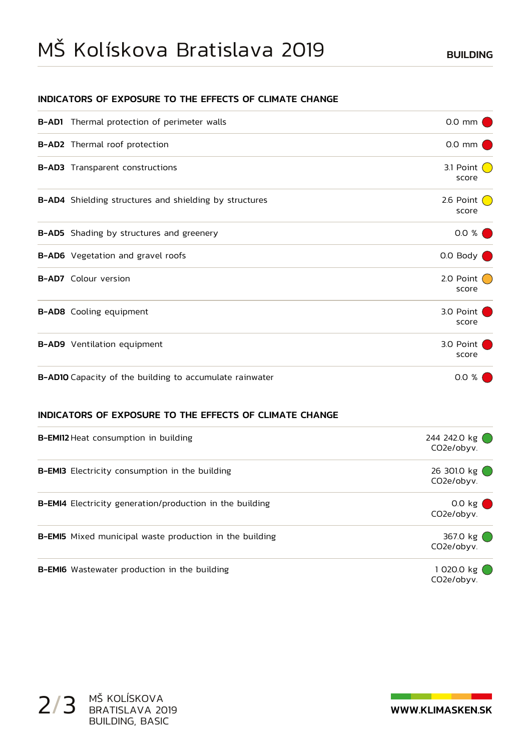# MŠ Kolískova Bratislava 2019

**BUILDING**

## INDICATORS OF EXPOSURE TO THE EFFECTS OF CLIMATE CHANGE

| Code | Indicator | Value |
|---|---|---|
| **B-AD1** | Thermal protection of perimeter walls | 0.0 mm 🔴 |
| **B-AD2** | Thermal roof protection | 0.0 mm 🔴 |
| **B-AD3** | Transparent constructions | 3.1 Point score 🟡 |
| **B-AD4** | Shielding structures and shielding by structures | 2.6 Point score 🟡 |
| **B-AD5** | Shading by structures and greenery | 0.0 % 🔴 |
| **B-AD6** | Vegetation and gravel roofs | 0.0 Body 🔴 |
| **B-AD7** | Colour version | 2.0 Point score 🟠 |
| **B-AD8** | Cooling equipment | 3.0 Point score 🔴 |
| **B-AD9** | Ventilation equipment | 3.0 Point score 🔴 |
| **B-AD10** | Capacity of the building to accumulate rainwater | 0.0 % 🔴 |

## INDICATORS OF EXPOSURE TO THE EFFECTS OF CLIMATE CHANGE

| Code | Indicator | Value |
|---|---|---|
| **B-EMI12** | Heat consumption in building | 244 242.0 kg CO2e/obyv. 🟢 |
| **B-EMI3** | Electricity consumption in the building | 26 301.0 kg CO2e/obyv. 🟢 |
| **B-EMI4** | Electricity generation/production in the building | 0.0 kg CO2e/obyv. 🔴 |
| **B-EMI5** | Mixed municipal waste production in the building | 367.0 kg CO2e/obyv. 🟢 |
| **B-EMI6** | Wastewater production in the building | 1 020.0 kg CO2e/obyv. 🟢 |

MŠ KOLÍSKOVA BRATISLAVA 2019 BUILDING, BASIC

**WWW.KLIMASKEN.SK**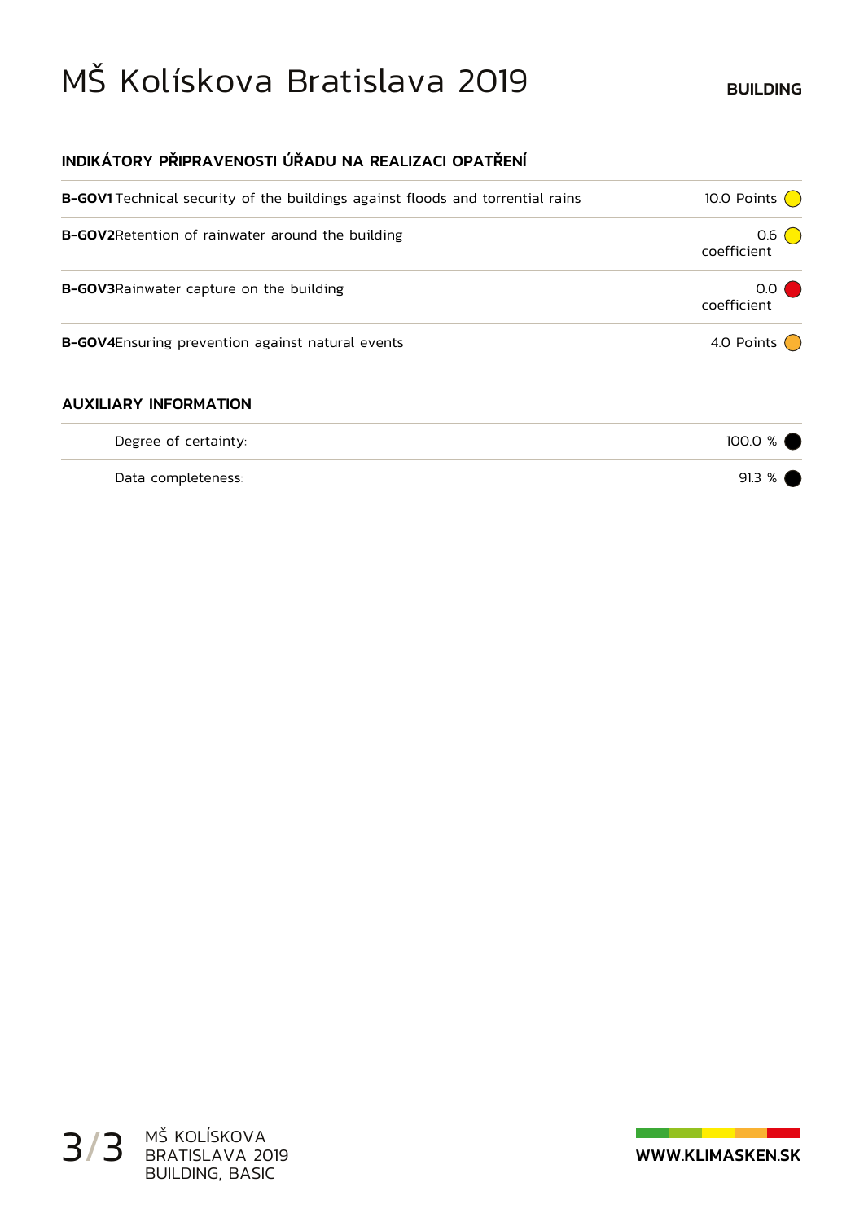# MŠ Kolískova Bratislava 2019

**BUILDING**

### INDIKÁTORY PŘIPRAVENOSTI ÚŘADU NA REALIZACI OPATŘENÍ

| | |
|---|---|
| **B-GOV1** Technical security of the buildings against floods and torrential rains | 10.0 Points |
| **B-GOV2** Retention of rainwater around the building | 0.6 coefficient |
| **B-GOV3** Rainwater capture on the building | 0.0 coefficient |
| **B-GOV4** Ensuring prevention against natural events | 4.0 Points |

### AUXILIARY INFORMATION

| | |
|---|---|
| Degree of certainty: | 100.0 % |
| Data completeness: | 91.3 % |

WWW.KLIMASKEN.SK